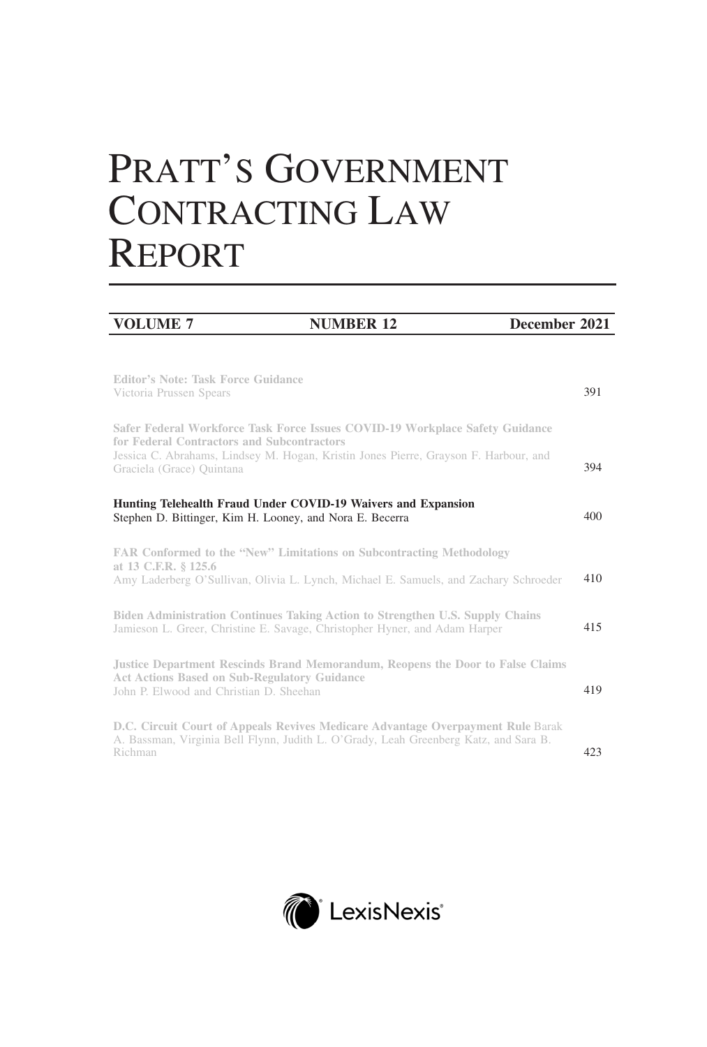# PRATT'S GOVERNMENT CONTRACTING LAW REPORT

**VOLUME 7** | **NUMBER 12** | **December 2021**

**Editor's Note: Task Force Guidance**
Victoria Prussen Spears — 391

**Safer Federal Workforce Task Force Issues COVID-19 Workplace Safety Guidance for Federal Contractors and Subcontractors**
Jessica C. Abrahams, Lindsey M. Hogan, Kristin Jones Pierre, Grayson F. Harbour, and Graciela (Grace) Quintana — 394

**Hunting Telehealth Fraud Under COVID-19 Waivers and Expansion**
Stephen D. Bittinger, Kim H. Looney, and Nora E. Becerra — 400

**FAR Conformed to the "New" Limitations on Subcontracting Methodology at 13 C.F.R. § 125.6**
Amy Laderberg O'Sullivan, Olivia L. Lynch, Michael E. Samuels, and Zachary Schroeder — 410

**Biden Administration Continues Taking Action to Strengthen U.S. Supply Chains**
Jamieson L. Greer, Christine E. Savage, Christopher Hyner, and Adam Harper — 415

**Justice Department Rescinds Brand Memorandum, Reopens the Door to False Claims Act Actions Based on Sub-Regulatory Guidance**
John P. Elwood and Christian D. Sheehan — 419

**D.C. Circuit Court of Appeals Revives Medicare Advantage Overpayment Rule**
Barak A. Bassman, Virginia Bell Flynn, Judith L. O'Grady, Leah Greenberg Katz, and Sara B. Richman — 423

LexisNexis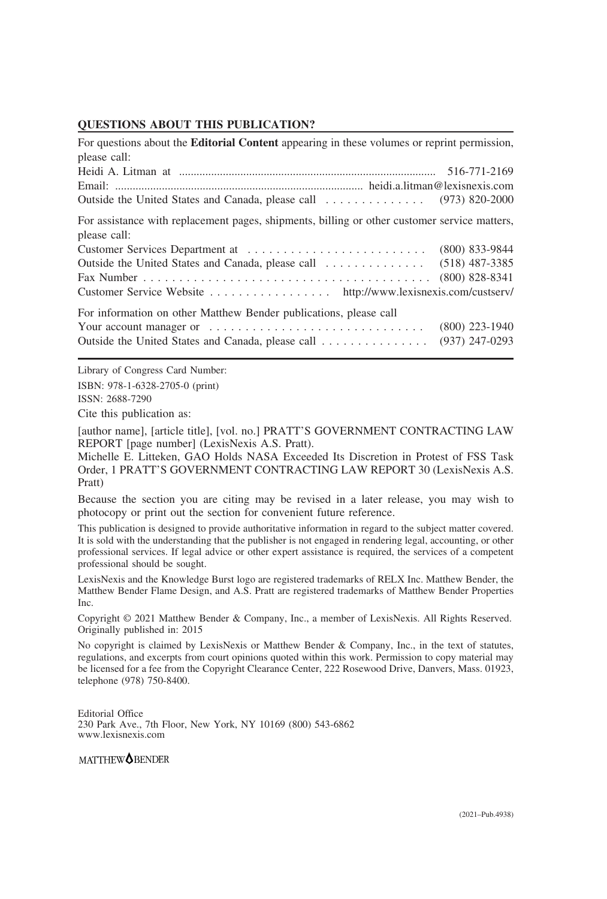## QUESTIONS ABOUT THIS PUBLICATION?

For questions about the **Editorial Content** appearing in these volumes or reprint permission, please call:

Heidi A. Litman at ........................................ 516-771-2169

Email: ........................................ heidi.a.litman@lexisnexis.com

Outside the United States and Canada, please call .............. (973) 820-2000

For assistance with replacement pages, shipments, billing or other customer service matters, please call:

Customer Services Department at .............................. (800) 833-9844

Outside the United States and Canada, please call .............. (518) 487-3385

Fax Number .............................................. (800) 828-8341

Customer Service Website ................. http://www.lexisnexis.com/custserv/

For information on other Matthew Bender publications, please call

Your account manager or .............................. (800) 223-1940

Outside the United States and Canada, please call ............... (937) 247-0293

---

Library of Congress Card Number:

ISBN: 978-1-6328-2705-0 (print)

ISSN: 2688-7290

Cite this publication as:

[author name], [article title], [vol. no.] PRATT'S GOVERNMENT CONTRACTING LAW REPORT [page number] (LexisNexis A.S. Pratt).

Michelle E. Litteken, GAO Holds NASA Exceeded Its Discretion in Protest of FSS Task Order, 1 PRATT'S GOVERNMENT CONTRACTING LAW REPORT 30 (LexisNexis A.S. Pratt)

Because the section you are citing may be revised in a later release, you may wish to photocopy or print out the section for convenient future reference.

This publication is designed to provide authoritative information in regard to the subject matter covered. It is sold with the understanding that the publisher is not engaged in rendering legal, accounting, or other professional services. If legal advice or other expert assistance is required, the services of a competent professional should be sought.

LexisNexis and the Knowledge Burst logo are registered trademarks of RELX Inc. Matthew Bender, the Matthew Bender Flame Design, and A.S. Pratt are registered trademarks of Matthew Bender Properties Inc.

Copyright © 2021 Matthew Bender & Company, Inc., a member of LexisNexis. All Rights Reserved. Originally published in: 2015

No copyright is claimed by LexisNexis or Matthew Bender & Company, Inc., in the text of statutes, regulations, and excerpts from court opinions quoted within this work. Permission to copy material may be licensed for a fee from the Copyright Clearance Center, 222 Rosewood Drive, Danvers, Mass. 01923, telephone (978) 750-8400.

Editorial Office
230 Park Ave., 7th Floor, New York, NY 10169 (800) 543-6862
www.lexisnexis.com

MATTHEW BENDER

(2021–Pub.4938)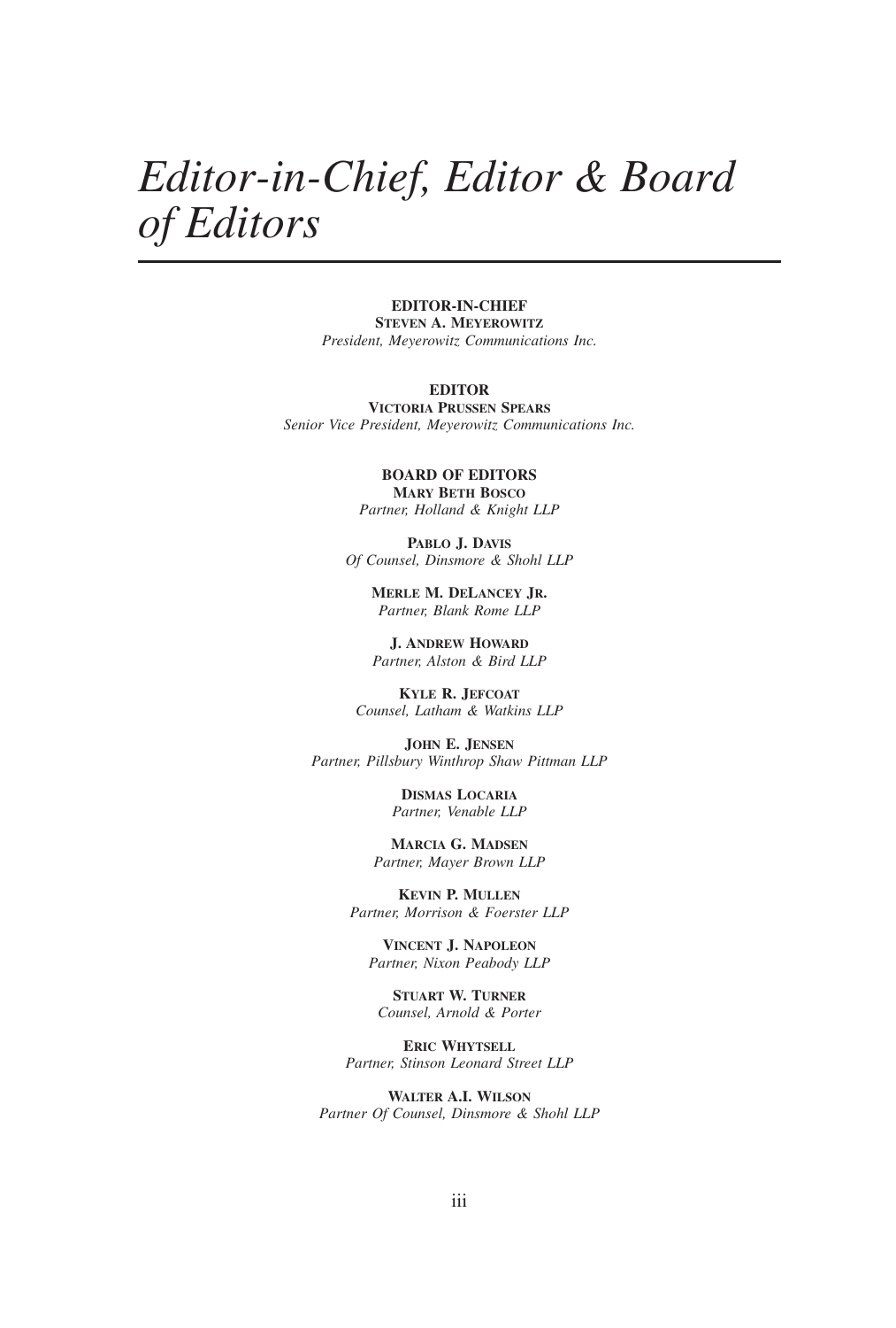# *Editor-in-Chief, Editor & Board of Editors*

**EDITOR-IN-CHIEF**
**STEVEN A. MEYEROWITZ**
*President, Meyerowitz Communications Inc.*

**EDITOR**
**VICTORIA PRUSSEN SPEARS**
*Senior Vice President, Meyerowitz Communications Inc.*

**BOARD OF EDITORS**

**MARY BETH BOSCO**
*Partner, Holland & Knight LLP*

**PABLO J. DAVIS**
*Of Counsel, Dinsmore & Shohl LLP*

**MERLE M. DELANCEY JR.**
*Partner, Blank Rome LLP*

**J. ANDREW HOWARD**
*Partner, Alston & Bird LLP*

**KYLE R. JEFCOAT**
*Counsel, Latham & Watkins LLP*

**JOHN E. JENSEN**
*Partner, Pillsbury Winthrop Shaw Pittman LLP*

**DISMAS LOCARIA**
*Partner, Venable LLP*

**MARCIA G. MADSEN**
*Partner, Mayer Brown LLP*

**KEVIN P. MULLEN**
*Partner, Morrison & Foerster LLP*

**VINCENT J. NAPOLEON**
*Partner, Nixon Peabody LLP*

**STUART W. TURNER**
*Counsel, Arnold & Porter*

**ERIC WHYTSELL**
*Partner, Stinson Leonard Street LLP*

**WALTER A.I. WILSON**
*Partner Of Counsel, Dinsmore & Shohl LLP*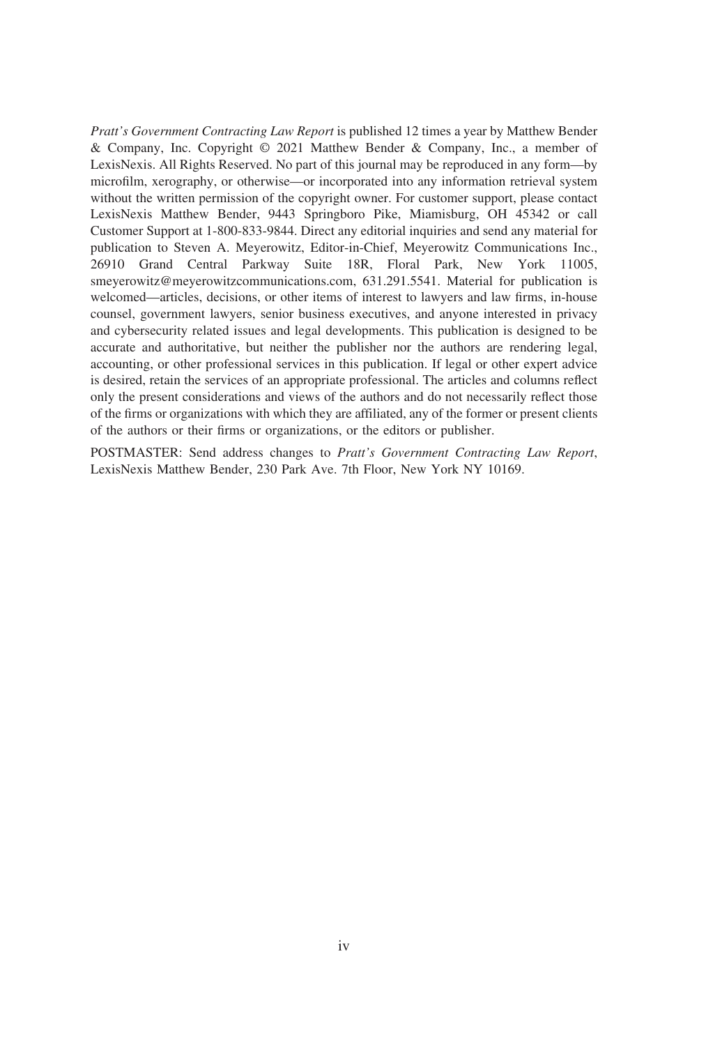*Pratt's Government Contracting Law Report* is published 12 times a year by Matthew Bender & Company, Inc. Copyright © 2021 Matthew Bender & Company, Inc., a member of LexisNexis. All Rights Reserved. No part of this journal may be reproduced in any form—by microfilm, xerography, or otherwise—or incorporated into any information retrieval system without the written permission of the copyright owner. For customer support, please contact LexisNexis Matthew Bender, 9443 Springboro Pike, Miamisburg, OH 45342 or call Customer Support at 1-800-833-9844. Direct any editorial inquiries and send any material for publication to Steven A. Meyerowitz, Editor-in-Chief, Meyerowitz Communications Inc., 26910 Grand Central Parkway Suite 18R, Floral Park, New York 11005, smeyerowitz@meyerowitzcommunications.com, 631.291.5541. Material for publication is welcomed—articles, decisions, or other items of interest to lawyers and law firms, in-house counsel, government lawyers, senior business executives, and anyone interested in privacy and cybersecurity related issues and legal developments. This publication is designed to be accurate and authoritative, but neither the publisher nor the authors are rendering legal, accounting, or other professional services in this publication. If legal or other expert advice is desired, retain the services of an appropriate professional. The articles and columns reflect only the present considerations and views of the authors and do not necessarily reflect those of the firms or organizations with which they are affiliated, any of the former or present clients of the authors or their firms or organizations, or the editors or publisher.

POSTMASTER: Send address changes to *Pratt's Government Contracting Law Report*, LexisNexis Matthew Bender, 230 Park Ave. 7th Floor, New York NY 10169.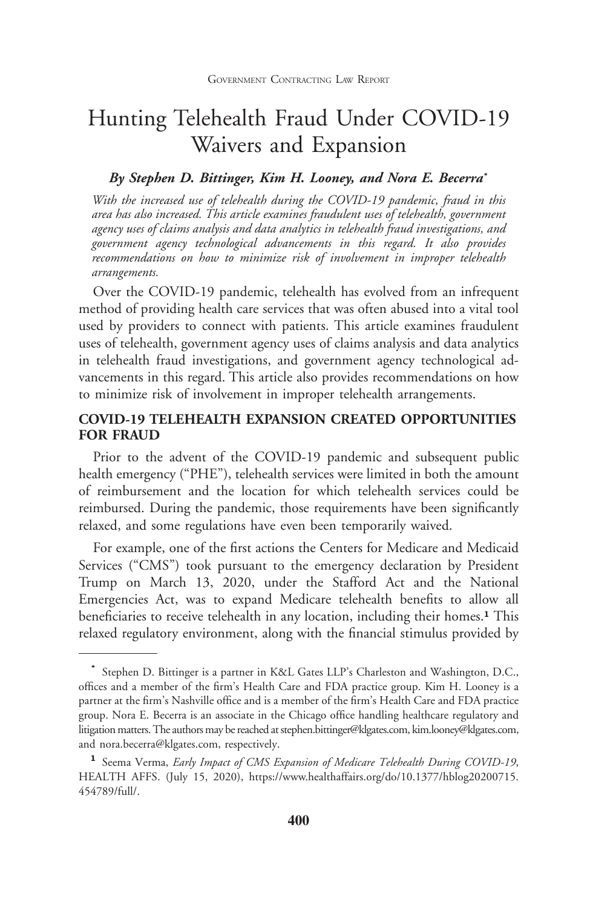# Hunting Telehealth Fraud Under COVID-19 Waivers and Expansion

***By Stephen D. Bittinger, Kim H. Looney, and Nora E. Becerra****

*With the increased use of telehealth during the COVID-19 pandemic, fraud in this area has also increased. This article examines fraudulent uses of telehealth, government agency uses of claims analysis and data analytics in telehealth fraud investigations, and government agency technological advancements in this regard. It also provides recommendations on how to minimize risk of involvement in improper telehealth arrangements.*

Over the COVID-19 pandemic, telehealth has evolved from an infrequent method of providing health care services that was often abused into a vital tool used by providers to connect with patients. This article examines fraudulent uses of telehealth, government agency uses of claims analysis and data analytics in telehealth fraud investigations, and government agency technological advancements in this regard. This article also provides recommendations on how to minimize risk of involvement in improper telehealth arrangements.

## COVID-19 TELEHEALTH EXPANSION CREATED OPPORTUNITIES FOR FRAUD

Prior to the advent of the COVID-19 pandemic and subsequent public health emergency ("PHE"), telehealth services were limited in both the amount of reimbursement and the location for which telehealth services could be reimbursed. During the pandemic, those requirements have been significantly relaxed, and some regulations have even been temporarily waived.

For example, one of the first actions the Centers for Medicare and Medicaid Services ("CMS") took pursuant to the emergency declaration by President Trump on March 13, 2020, under the Stafford Act and the National Emergencies Act, was to expand Medicare telehealth benefits to allow all beneficiaries to receive telehealth in any location, including their homes.[1] This relaxed regulatory environment, along with the financial stimulus provided by

---

\* Stephen D. Bittinger is a partner in K&L Gates LLP's Charleston and Washington, D.C., offices and a member of the firm's Health Care and FDA practice group. Kim H. Looney is a partner at the firm's Nashville office and is a member of the firm's Health Care and FDA practice group. Nora E. Becerra is an associate in the Chicago office handling healthcare regulatory and litigation matters. The authors may be reached at stephen.bittinger@klgates.com, kim.looney@klgates.com, and nora.becerra@klgates.com, respectively.

[1] Seema Verma, *Early Impact of CMS Expansion of Medicare Telehealth During COVID-19*, HEALTH AFFS. (July 15, 2020), https://www.healthaffairs.org/do/10.1377/hblog20200715.454789/full/.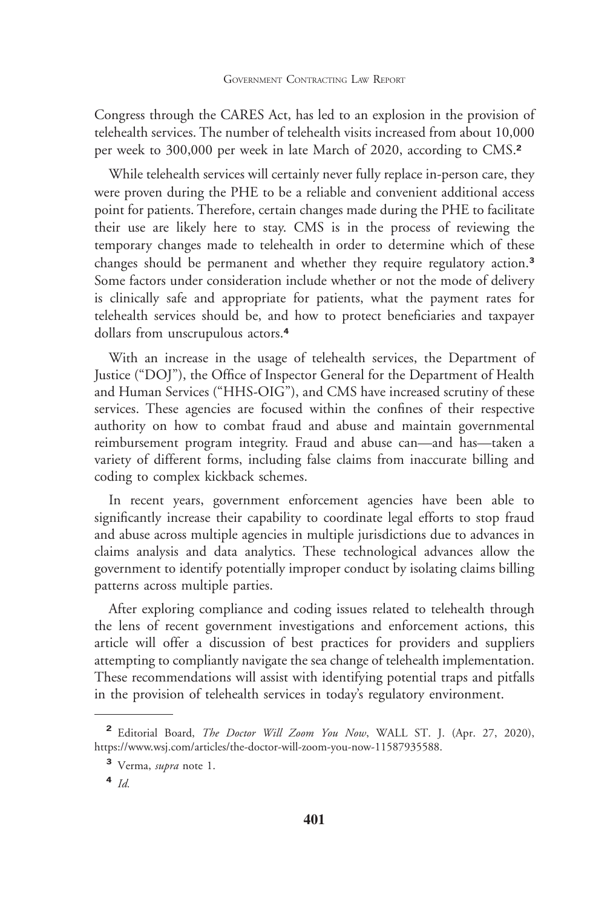Congress through the CARES Act, has led to an explosion in the provision of telehealth services. The number of telehealth visits increased from about 10,000 per week to 300,000 per week in late March of 2020, according to CMS.[2]

While telehealth services will certainly never fully replace in-person care, they were proven during the PHE to be a reliable and convenient additional access point for patients. Therefore, certain changes made during the PHE to facilitate their use are likely here to stay. CMS is in the process of reviewing the temporary changes made to telehealth in order to determine which of these changes should be permanent and whether they require regulatory action.[3] Some factors under consideration include whether or not the mode of delivery is clinically safe and appropriate for patients, what the payment rates for telehealth services should be, and how to protect beneficiaries and taxpayer dollars from unscrupulous actors.[4]

With an increase in the usage of telehealth services, the Department of Justice ("DOJ"), the Office of Inspector General for the Department of Health and Human Services ("HHS-OIG"), and CMS have increased scrutiny of these services. These agencies are focused within the confines of their respective authority on how to combat fraud and abuse and maintain governmental reimbursement program integrity. Fraud and abuse can—and has—taken a variety of different forms, including false claims from inaccurate billing and coding to complex kickback schemes.

In recent years, government enforcement agencies have been able to significantly increase their capability to coordinate legal efforts to stop fraud and abuse across multiple agencies in multiple jurisdictions due to advances in claims analysis and data analytics. These technological advances allow the government to identify potentially improper conduct by isolating claims billing patterns across multiple parties.

After exploring compliance and coding issues related to telehealth through the lens of recent government investigations and enforcement actions, this article will offer a discussion of best practices for providers and suppliers attempting to compliantly navigate the sea change of telehealth implementation. These recommendations will assist with identifying potential traps and pitfalls in the provision of telehealth services in today's regulatory environment.

---

[2] Editorial Board, *The Doctor Will Zoom You Now*, WALL ST. J. (Apr. 27, 2020), https://www.wsj.com/articles/the-doctor-will-zoom-you-now-11587935588.

[3] Verma, *supra* note 1.

[4] *Id.*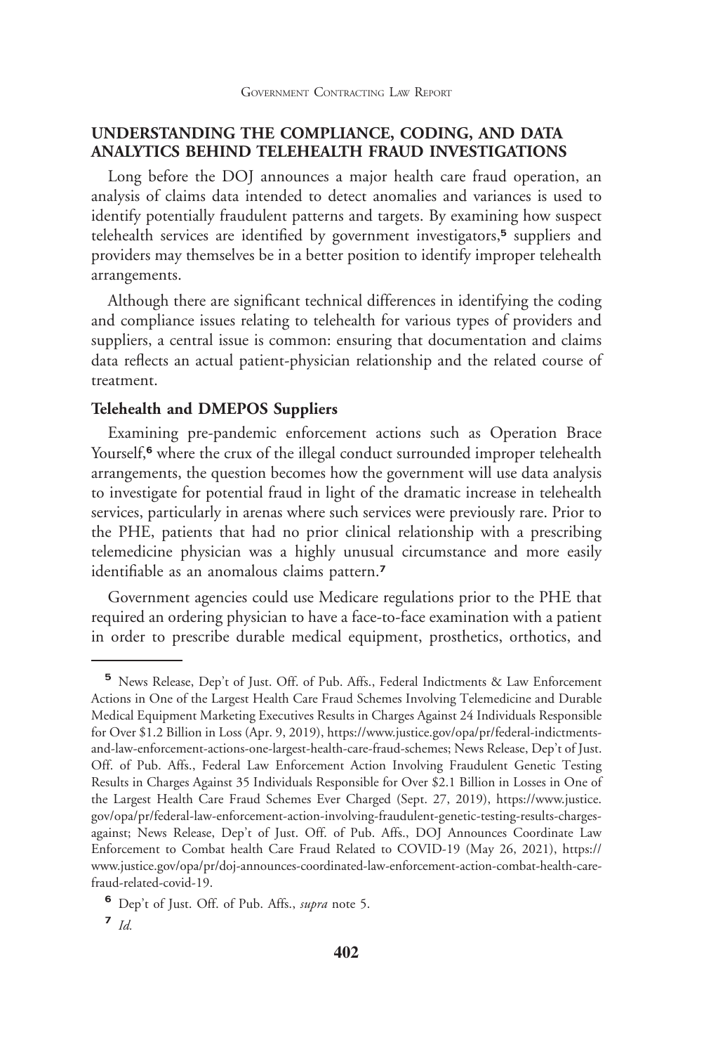## UNDERSTANDING THE COMPLIANCE, CODING, AND DATA ANALYTICS BEHIND TELEHEALTH FRAUD INVESTIGATIONS

Long before the DOJ announces a major health care fraud operation, an analysis of claims data intended to detect anomalies and variances is used to identify potentially fraudulent patterns and targets. By examining how suspect telehealth services are identified by government investigators,[5] suppliers and providers may themselves be in a better position to identify improper telehealth arrangements.

Although there are significant technical differences in identifying the coding and compliance issues relating to telehealth for various types of providers and suppliers, a central issue is common: ensuring that documentation and claims data reflects an actual patient-physician relationship and the related course of treatment.

### Telehealth and DMEPOS Suppliers

Examining pre-pandemic enforcement actions such as Operation Brace Yourself,[6] where the crux of the illegal conduct surrounded improper telehealth arrangements, the question becomes how the government will use data analysis to investigate for potential fraud in light of the dramatic increase in telehealth services, particularly in arenas where such services were previously rare. Prior to the PHE, patients that had no prior clinical relationship with a prescribing telemedicine physician was a highly unusual circumstance and more easily identifiable as an anomalous claims pattern.[7]

Government agencies could use Medicare regulations prior to the PHE that required an ordering physician to have a face-to-face examination with a patient in order to prescribe durable medical equipment, prosthetics, orthotics, and

---

[5] News Release, Dep't of Just. Off. of Pub. Affs., Federal Indictments & Law Enforcement Actions in One of the Largest Health Care Fraud Schemes Involving Telemedicine and Durable Medical Equipment Marketing Executives Results in Charges Against 24 Individuals Responsible for Over $1.2 Billion in Loss (Apr. 9, 2019), https://www.justice.gov/opa/pr/federal-indictments-and-law-enforcement-actions-one-largest-health-care-fraud-schemes; News Release, Dep't of Just. Off. of Pub. Affs., Federal Law Enforcement Action Involving Fraudulent Genetic Testing Results in Charges Against 35 Individuals Responsible for Over $2.1 Billion in Losses in One of the Largest Health Care Fraud Schemes Ever Charged (Sept. 27, 2019), https://www.justice.gov/opa/pr/federal-law-enforcement-action-involving-fraudulent-genetic-testing-results-charges-against; News Release, Dep't of Just. Off. of Pub. Affs., DOJ Announces Coordinate Law Enforcement to Combat health Care Fraud Related to COVID-19 (May 26, 2021), https://www.justice.gov/opa/pr/doj-announces-coordinated-law-enforcement-action-combat-health-care-fraud-related-covid-19.

[6] Dep't of Just. Off. of Pub. Affs., *supra* note 5.

[7] *Id.*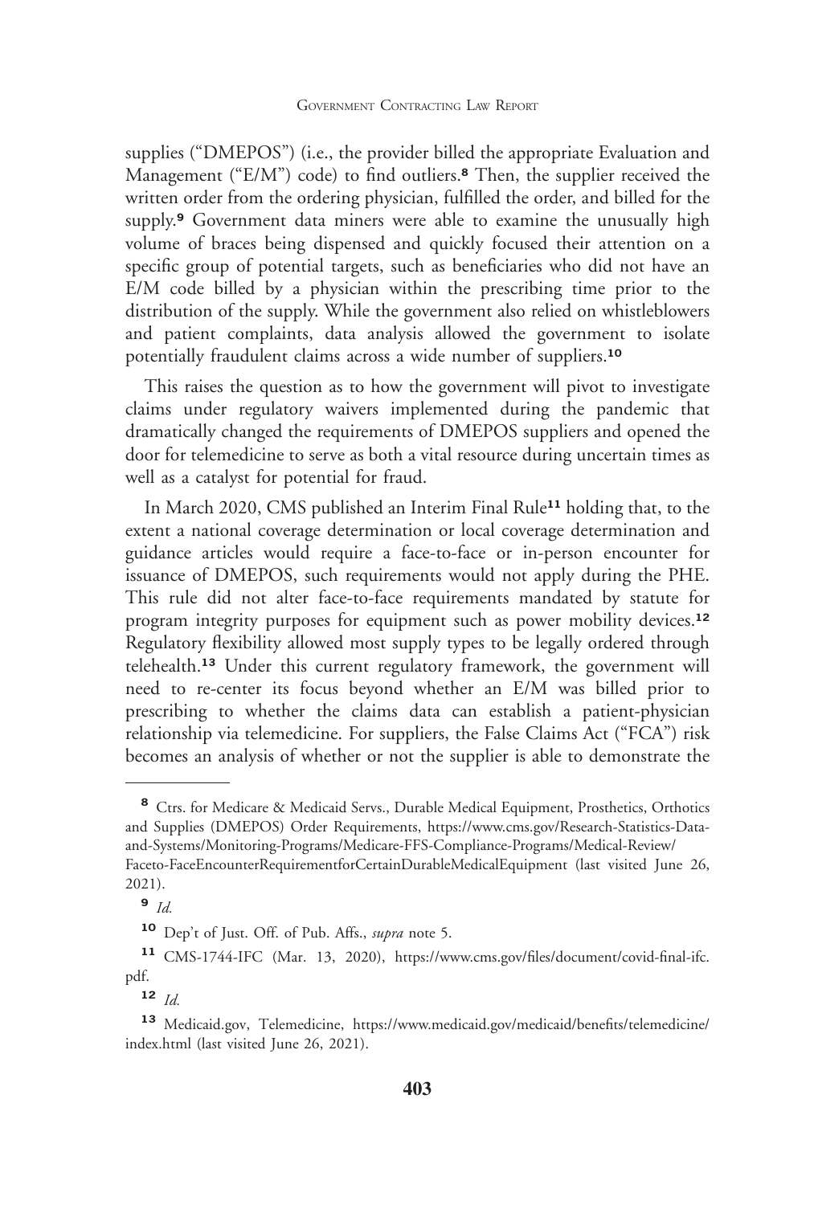supplies ("DMEPOS") (i.e., the provider billed the appropriate Evaluation and Management ("E/M") code) to find outliers.[8] Then, the supplier received the written order from the ordering physician, fulfilled the order, and billed for the supply.[9] Government data miners were able to examine the unusually high volume of braces being dispensed and quickly focused their attention on a specific group of potential targets, such as beneficiaries who did not have an E/M code billed by a physician within the prescribing time prior to the distribution of the supply. While the government also relied on whistleblowers and patient complaints, data analysis allowed the government to isolate potentially fraudulent claims across a wide number of suppliers.[10]

This raises the question as to how the government will pivot to investigate claims under regulatory waivers implemented during the pandemic that dramatically changed the requirements of DMEPOS suppliers and opened the door for telemedicine to serve as both a vital resource during uncertain times as well as a catalyst for potential for fraud.

In March 2020, CMS published an Interim Final Rule[11] holding that, to the extent a national coverage determination or local coverage determination and guidance articles would require a face-to-face or in-person encounter for issuance of DMEPOS, such requirements would not apply during the PHE. This rule did not alter face-to-face requirements mandated by statute for program integrity purposes for equipment such as power mobility devices.[12] Regulatory flexibility allowed most supply types to be legally ordered through telehealth.[13] Under this current regulatory framework, the government will need to re-center its focus beyond whether an E/M was billed prior to prescribing to whether the claims data can establish a patient-physician relationship via telemedicine. For suppliers, the False Claims Act ("FCA") risk becomes an analysis of whether or not the supplier is able to demonstrate the

---

[8] Ctrs. for Medicare & Medicaid Servs., Durable Medical Equipment, Prosthetics, Orthotics and Supplies (DMEPOS) Order Requirements, https://www.cms.gov/Research-Statistics-Data-and-Systems/Monitoring-Programs/Medicare-FFS-Compliance-Programs/Medical-Review/Faceto-FaceEncounterRequirementforCertainDurableMedicalEquipment (last visited June 26, 2021).

[9] *Id.*

[10] Dep't of Just. Off. of Pub. Affs., *supra* note 5.

[11] CMS-1744-IFC (Mar. 13, 2020), https://www.cms.gov/files/document/covid-final-ifc.pdf.

[12] *Id.*

[13] Medicaid.gov, Telemedicine, https://www.medicaid.gov/medicaid/benefits/telemedicine/index.html (last visited June 26, 2021).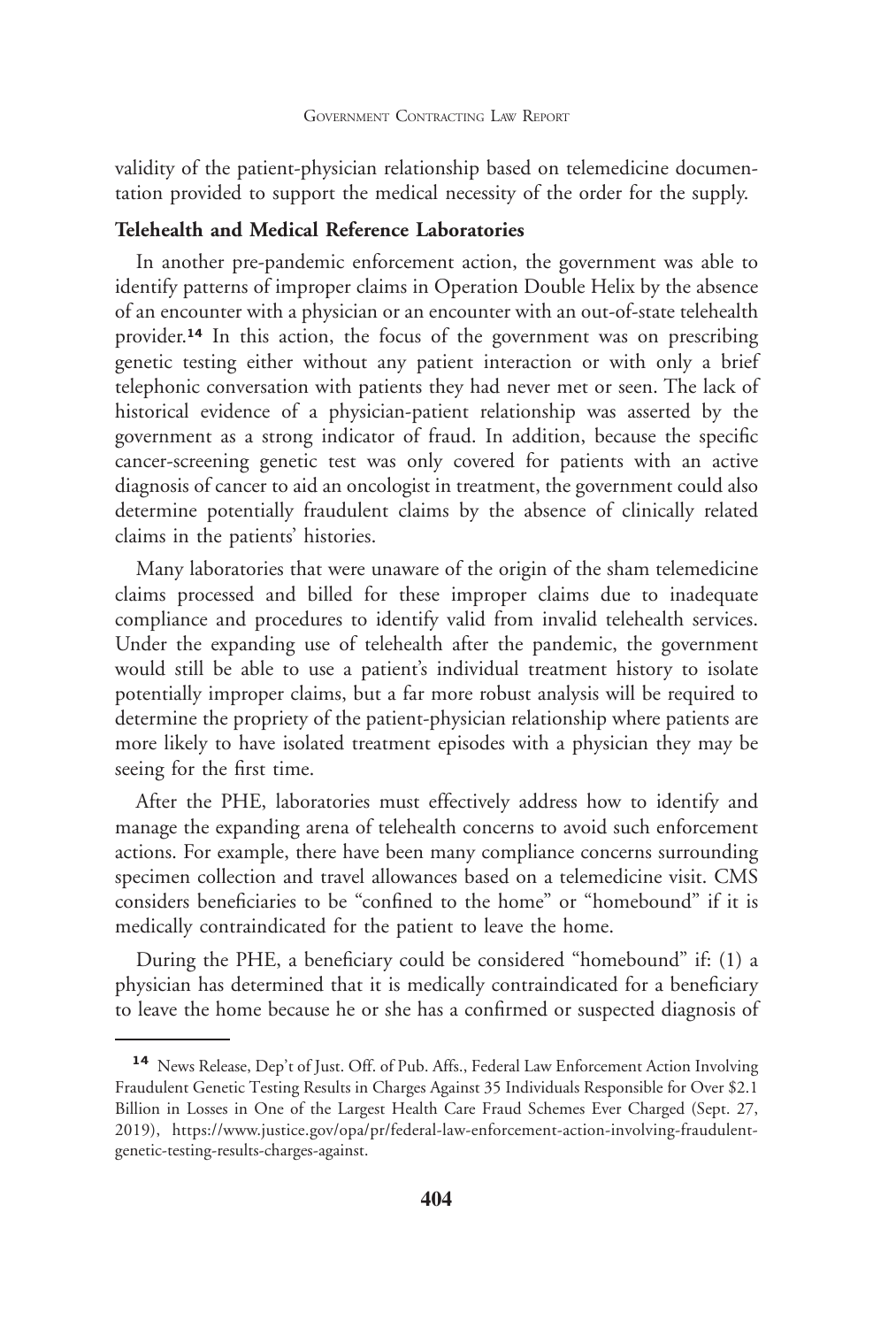validity of the patient-physician relationship based on telemedicine documentation provided to support the medical necessity of the order for the supply.

**Telehealth and Medical Reference Laboratories**

In another pre-pandemic enforcement action, the government was able to identify patterns of improper claims in Operation Double Helix by the absence of an encounter with a physician or an encounter with an out-of-state telehealth provider.[14] In this action, the focus of the government was on prescribing genetic testing either without any patient interaction or with only a brief telephonic conversation with patients they had never met or seen. The lack of historical evidence of a physician-patient relationship was asserted by the government as a strong indicator of fraud. In addition, because the specific cancer-screening genetic test was only covered for patients with an active diagnosis of cancer to aid an oncologist in treatment, the government could also determine potentially fraudulent claims by the absence of clinically related claims in the patients' histories.

Many laboratories that were unaware of the origin of the sham telemedicine claims processed and billed for these improper claims due to inadequate compliance and procedures to identify valid from invalid telehealth services. Under the expanding use of telehealth after the pandemic, the government would still be able to use a patient's individual treatment history to isolate potentially improper claims, but a far more robust analysis will be required to determine the propriety of the patient-physician relationship where patients are more likely to have isolated treatment episodes with a physician they may be seeing for the first time.

After the PHE, laboratories must effectively address how to identify and manage the expanding arena of telehealth concerns to avoid such enforcement actions. For example, there have been many compliance concerns surrounding specimen collection and travel allowances based on a telemedicine visit. CMS considers beneficiaries to be "confined to the home" or "homebound" if it is medically contraindicated for the patient to leave the home.

During the PHE, a beneficiary could be considered "homebound" if: (1) a physician has determined that it is medically contraindicated for a beneficiary to leave the home because he or she has a confirmed or suspected diagnosis of

---

[14] News Release, Dep't of Just. Off. of Pub. Affs., Federal Law Enforcement Action Involving Fraudulent Genetic Testing Results in Charges Against 35 Individuals Responsible for Over $2.1 Billion in Losses in One of the Largest Health Care Fraud Schemes Ever Charged (Sept. 27, 2019), https://www.justice.gov/opa/pr/federal-law-enforcement-action-involving-fraudulent-genetic-testing-results-charges-against.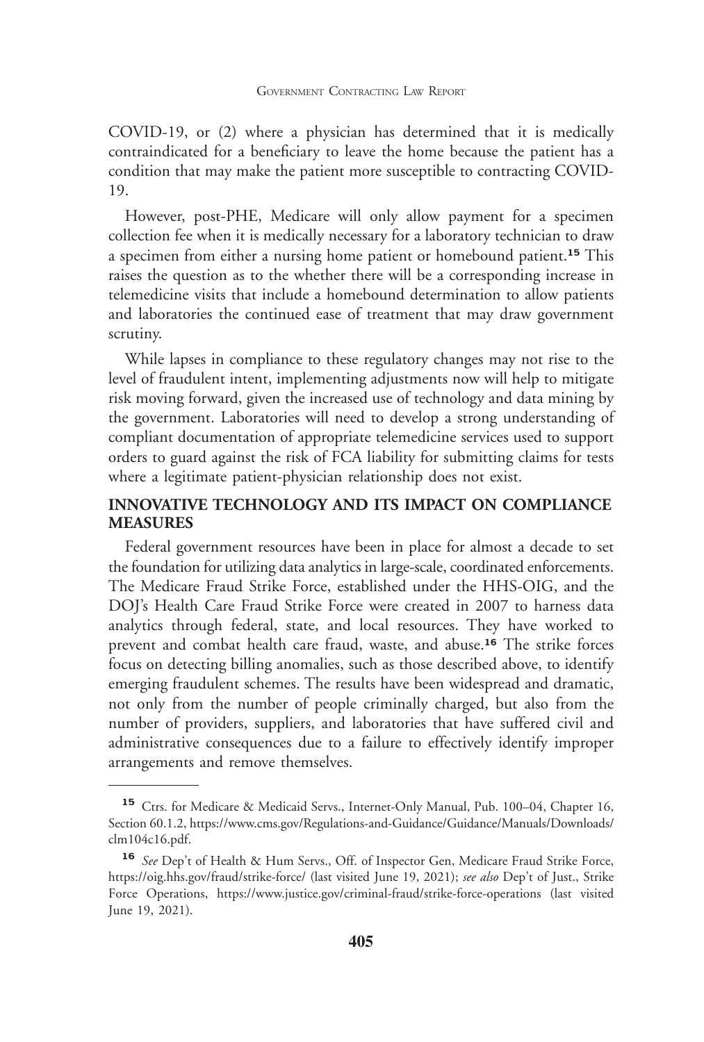COVID-19, or (2) where a physician has determined that it is medically contraindicated for a beneficiary to leave the home because the patient has a condition that may make the patient more susceptible to contracting COVID-19.

However, post-PHE, Medicare will only allow payment for a specimen collection fee when it is medically necessary for a laboratory technician to draw a specimen from either a nursing home patient or homebound patient.[15] This raises the question as to the whether there will be a corresponding increase in telemedicine visits that include a homebound determination to allow patients and laboratories the continued ease of treatment that may draw government scrutiny.

While lapses in compliance to these regulatory changes may not rise to the level of fraudulent intent, implementing adjustments now will help to mitigate risk moving forward, given the increased use of technology and data mining by the government. Laboratories will need to develop a strong understanding of compliant documentation of appropriate telemedicine services used to support orders to guard against the risk of FCA liability for submitting claims for tests where a legitimate patient-physician relationship does not exist.

## INNOVATIVE TECHNOLOGY AND ITS IMPACT ON COMPLIANCE MEASURES

Federal government resources have been in place for almost a decade to set the foundation for utilizing data analytics in large-scale, coordinated enforcements. The Medicare Fraud Strike Force, established under the HHS-OIG, and the DOJ's Health Care Fraud Strike Force were created in 2007 to harness data analytics through federal, state, and local resources. They have worked to prevent and combat health care fraud, waste, and abuse.[16] The strike forces focus on detecting billing anomalies, such as those described above, to identify emerging fraudulent schemes. The results have been widespread and dramatic, not only from the number of people criminally charged, but also from the number of providers, suppliers, and laboratories that have suffered civil and administrative consequences due to a failure to effectively identify improper arrangements and remove themselves.

---

[15] Ctrs. for Medicare & Medicaid Servs., Internet-Only Manual, Pub. 100–04, Chapter 16, Section 60.1.2, https://www.cms.gov/Regulations-and-Guidance/Guidance/Manuals/Downloads/clm104c16.pdf.

[16] *See* Dep't of Health & Hum Servs., Off. of Inspector Gen, Medicare Fraud Strike Force, https://oig.hhs.gov/fraud/strike-force/ (last visited June 19, 2021); *see also* Dep't of Just., Strike Force Operations, https://www.justice.gov/criminal-fraud/strike-force-operations (last visited June 19, 2021).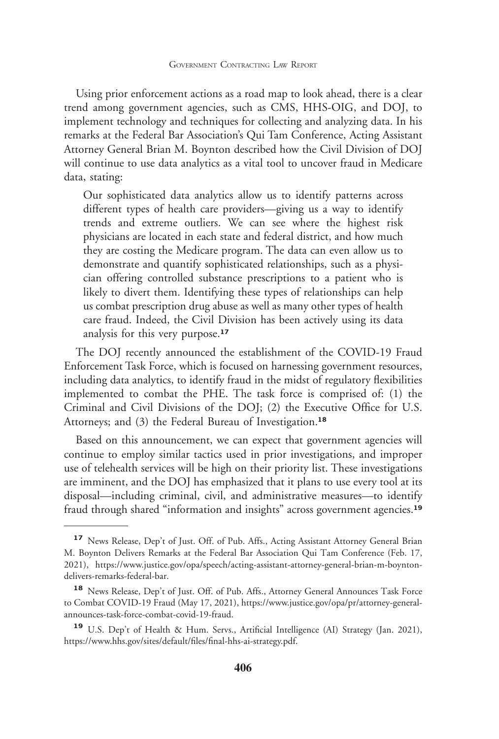Using prior enforcement actions as a road map to look ahead, there is a clear trend among government agencies, such as CMS, HHS-OIG, and DOJ, to implement technology and techniques for collecting and analyzing data. In his remarks at the Federal Bar Association's Qui Tam Conference, Acting Assistant Attorney General Brian M. Boynton described how the Civil Division of DOJ will continue to use data analytics as a vital tool to uncover fraud in Medicare data, stating:

> Our sophisticated data analytics allow us to identify patterns across different types of health care providers—giving us a way to identify trends and extreme outliers. We can see where the highest risk physicians are located in each state and federal district, and how much they are costing the Medicare program. The data can even allow us to demonstrate and quantify sophisticated relationships, such as a physician offering controlled substance prescriptions to a patient who is likely to divert them. Identifying these types of relationships can help us combat prescription drug abuse as well as many other types of health care fraud. Indeed, the Civil Division has been actively using its data analysis for this very purpose.[17]

The DOJ recently announced the establishment of the COVID-19 Fraud Enforcement Task Force, which is focused on harnessing government resources, including data analytics, to identify fraud in the midst of regulatory flexibilities implemented to combat the PHE. The task force is comprised of: (1) the Criminal and Civil Divisions of the DOJ; (2) the Executive Office for U.S. Attorneys; and (3) the Federal Bureau of Investigation.[18]

Based on this announcement, we can expect that government agencies will continue to employ similar tactics used in prior investigations, and improper use of telehealth services will be high on their priority list. These investigations are imminent, and the DOJ has emphasized that it plans to use every tool at its disposal—including criminal, civil, and administrative measures—to identify fraud through shared "information and insights" across government agencies.[19]

---

[17] News Release, Dep't of Just. Off. of Pub. Affs., Acting Assistant Attorney General Brian M. Boynton Delivers Remarks at the Federal Bar Association Qui Tam Conference (Feb. 17, 2021), https://www.justice.gov/opa/speech/acting-assistant-attorney-general-brian-m-boynton-delivers-remarks-federal-bar.

[18] News Release, Dep't of Just. Off. of Pub. Affs., Attorney General Announces Task Force to Combat COVID-19 Fraud (May 17, 2021), https://www.justice.gov/opa/pr/attorney-general-announces-task-force-combat-covid-19-fraud.

[19] U.S. Dep't of Health & Hum. Servs., Artificial Intelligence (AI) Strategy (Jan. 2021), https://www.hhs.gov/sites/default/files/final-hhs-ai-strategy.pdf.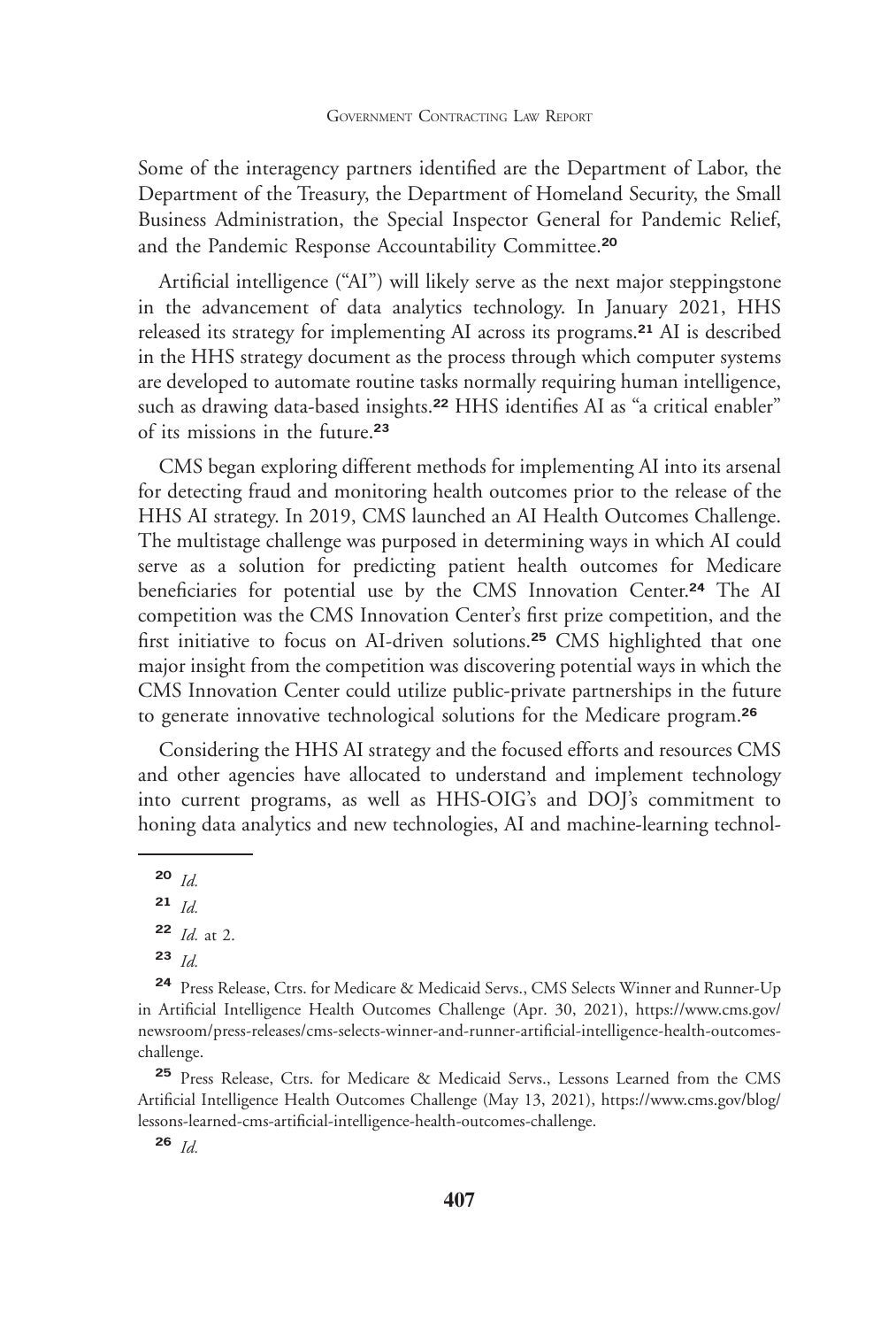Some of the interagency partners identified are the Department of Labor, the Department of the Treasury, the Department of Homeland Security, the Small Business Administration, the Special Inspector General for Pandemic Relief, and the Pandemic Response Accountability Committee.[20]

Artificial intelligence ("AI") will likely serve as the next major steppingstone in the advancement of data analytics technology. In January 2021, HHS released its strategy for implementing AI across its programs.[21] AI is described in the HHS strategy document as the process through which computer systems are developed to automate routine tasks normally requiring human intelligence, such as drawing data-based insights.[22] HHS identifies AI as "a critical enabler" of its missions in the future.[23]

CMS began exploring different methods for implementing AI into its arsenal for detecting fraud and monitoring health outcomes prior to the release of the HHS AI strategy. In 2019, CMS launched an AI Health Outcomes Challenge. The multistage challenge was purposed in determining ways in which AI could serve as a solution for predicting patient health outcomes for Medicare beneficiaries for potential use by the CMS Innovation Center.[24] The AI competition was the CMS Innovation Center's first prize competition, and the first initiative to focus on AI-driven solutions.[25] CMS highlighted that one major insight from the competition was discovering potential ways in which the CMS Innovation Center could utilize public-private partnerships in the future to generate innovative technological solutions for the Medicare program.[26]

Considering the HHS AI strategy and the focused efforts and resources CMS and other agencies have allocated to understand and implement technology into current programs, as well as HHS-OIG's and DOJ's commitment to honing data analytics and new technologies, AI and machine-learning technol-

---

[20] *Id.*

[21] *Id.*

[22] *Id.* at 2.

[23] *Id.*

[24] Press Release, Ctrs. for Medicare & Medicaid Servs., CMS Selects Winner and Runner-Up in Artificial Intelligence Health Outcomes Challenge (Apr. 30, 2021), https://www.cms.gov/newsroom/press-releases/cms-selects-winner-and-runner-artificial-intelligence-health-outcomes-challenge.

[25] Press Release, Ctrs. for Medicare & Medicaid Servs., Lessons Learned from the CMS Artificial Intelligence Health Outcomes Challenge (May 13, 2021), https://www.cms.gov/blog/lessons-learned-cms-artificial-intelligence-health-outcomes-challenge.

[26] *Id.*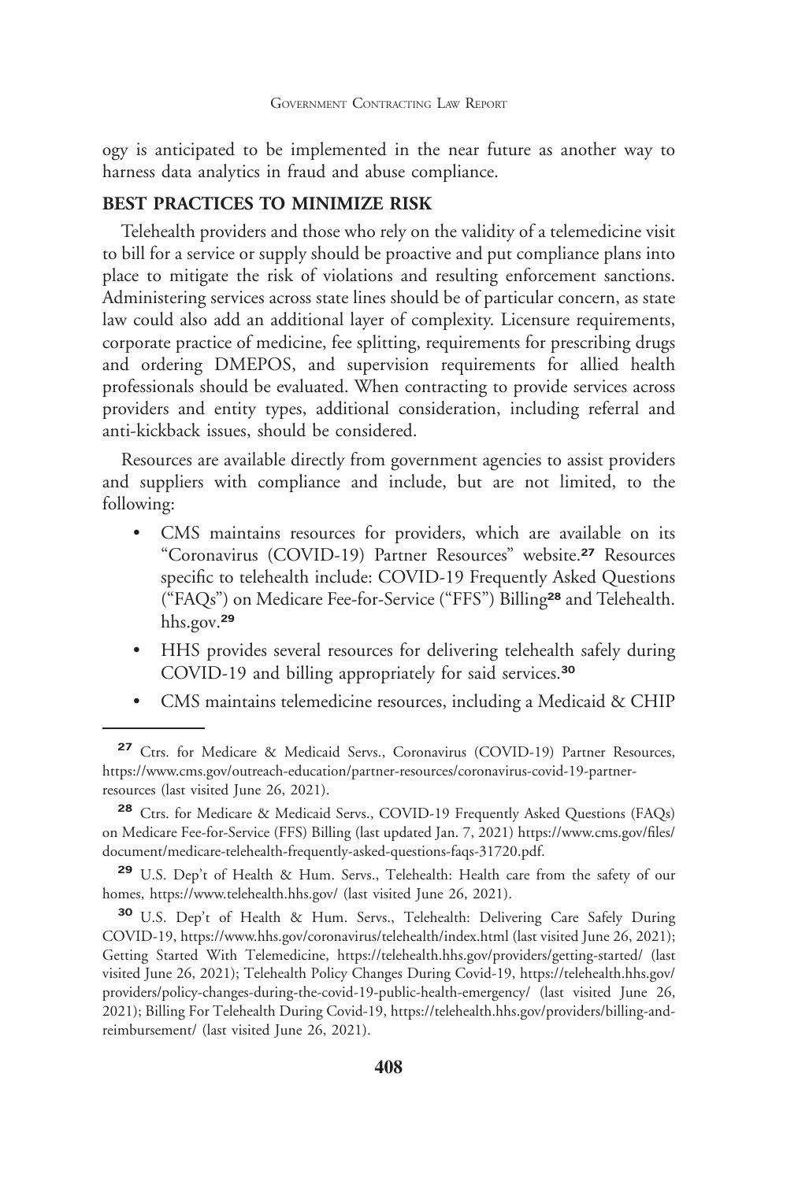ogy is anticipated to be implemented in the near future as another way to harness data analytics in fraud and abuse compliance.

## BEST PRACTICES TO MINIMIZE RISK

Telehealth providers and those who rely on the validity of a telemedicine visit to bill for a service or supply should be proactive and put compliance plans into place to mitigate the risk of violations and resulting enforcement sanctions. Administering services across state lines should be of particular concern, as state law could also add an additional layer of complexity. Licensure requirements, corporate practice of medicine, fee splitting, requirements for prescribing drugs and ordering DMEPOS, and supervision requirements for allied health professionals should be evaluated. When contracting to provide services across providers and entity types, additional consideration, including referral and anti-kickback issues, should be considered.

Resources are available directly from government agencies to assist providers and suppliers with compliance and include, but are not limited, to the following:

- CMS maintains resources for providers, which are available on its "Coronavirus (COVID-19) Partner Resources" website.[27] Resources specific to telehealth include: COVID-19 Frequently Asked Questions ("FAQs") on Medicare Fee-for-Service ("FFS") Billing[28] and Telehealth.hhs.gov.[29]
- HHS provides several resources for delivering telehealth safely during COVID-19 and billing appropriately for said services.[30]
- CMS maintains telemedicine resources, including a Medicaid & CHIP

---

[27] Ctrs. for Medicare & Medicaid Servs., Coronavirus (COVID-19) Partner Resources, https://www.cms.gov/outreach-education/partner-resources/coronavirus-covid-19-partner-resources (last visited June 26, 2021).

[28] Ctrs. for Medicare & Medicaid Servs., COVID-19 Frequently Asked Questions (FAQs) on Medicare Fee-for-Service (FFS) Billing (last updated Jan. 7, 2021) https://www.cms.gov/files/document/medicare-telehealth-frequently-asked-questions-faqs-31720.pdf.

[29] U.S. Dep't of Health & Hum. Servs., Telehealth: Health care from the safety of our homes, https://www.telehealth.hhs.gov/ (last visited June 26, 2021).

[30] U.S. Dep't of Health & Hum. Servs., Telehealth: Delivering Care Safely During COVID-19, https://www.hhs.gov/coronavirus/telehealth/index.html (last visited June 26, 2021); Getting Started With Telemedicine, https://telehealth.hhs.gov/providers/getting-started/ (last visited June 26, 2021); Telehealth Policy Changes During Covid-19, https://telehealth.hhs.gov/providers/policy-changes-during-the-covid-19-public-health-emergency/ (last visited June 26, 2021); Billing For Telehealth During Covid-19, https://telehealth.hhs.gov/providers/billing-and-reimbursement/ (last visited June 26, 2021).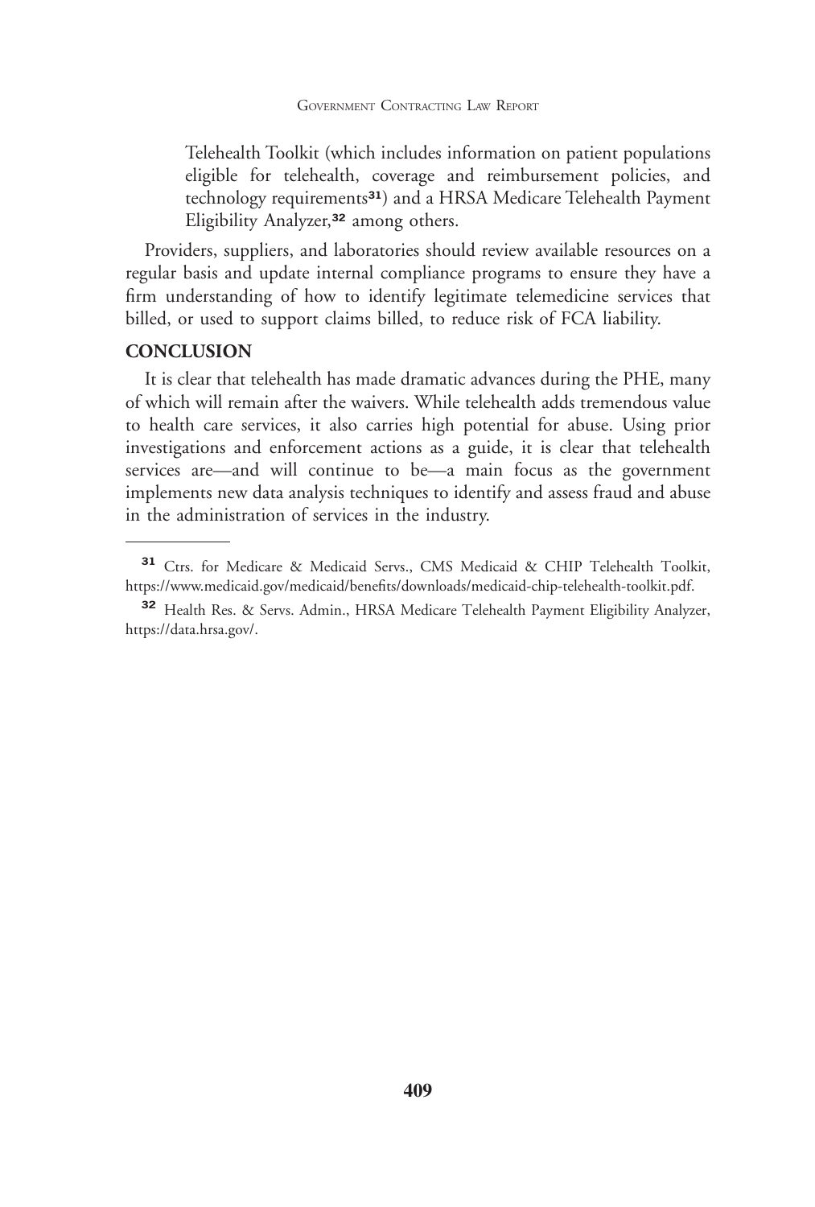Telehealth Toolkit (which includes information on patient populations eligible for telehealth, coverage and reimbursement policies, and technology requirements[31]) and a HRSA Medicare Telehealth Payment Eligibility Analyzer,[32] among others.

Providers, suppliers, and laboratories should review available resources on a regular basis and update internal compliance programs to ensure they have a firm understanding of how to identify legitimate telemedicine services that billed, or used to support claims billed, to reduce risk of FCA liability.

## CONCLUSION

It is clear that telehealth has made dramatic advances during the PHE, many of which will remain after the waivers. While telehealth adds tremendous value to health care services, it also carries high potential for abuse. Using prior investigations and enforcement actions as a guide, it is clear that telehealth services are—and will continue to be—a main focus as the government implements new data analysis techniques to identify and assess fraud and abuse in the administration of services in the industry.

---

[31] Ctrs. for Medicare & Medicaid Servs., CMS Medicaid & CHIP Telehealth Toolkit, https://www.medicaid.gov/medicaid/benefits/downloads/medicaid-chip-telehealth-toolkit.pdf.

[32] Health Res. & Servs. Admin., HRSA Medicare Telehealth Payment Eligibility Analyzer, https://data.hrsa.gov/.